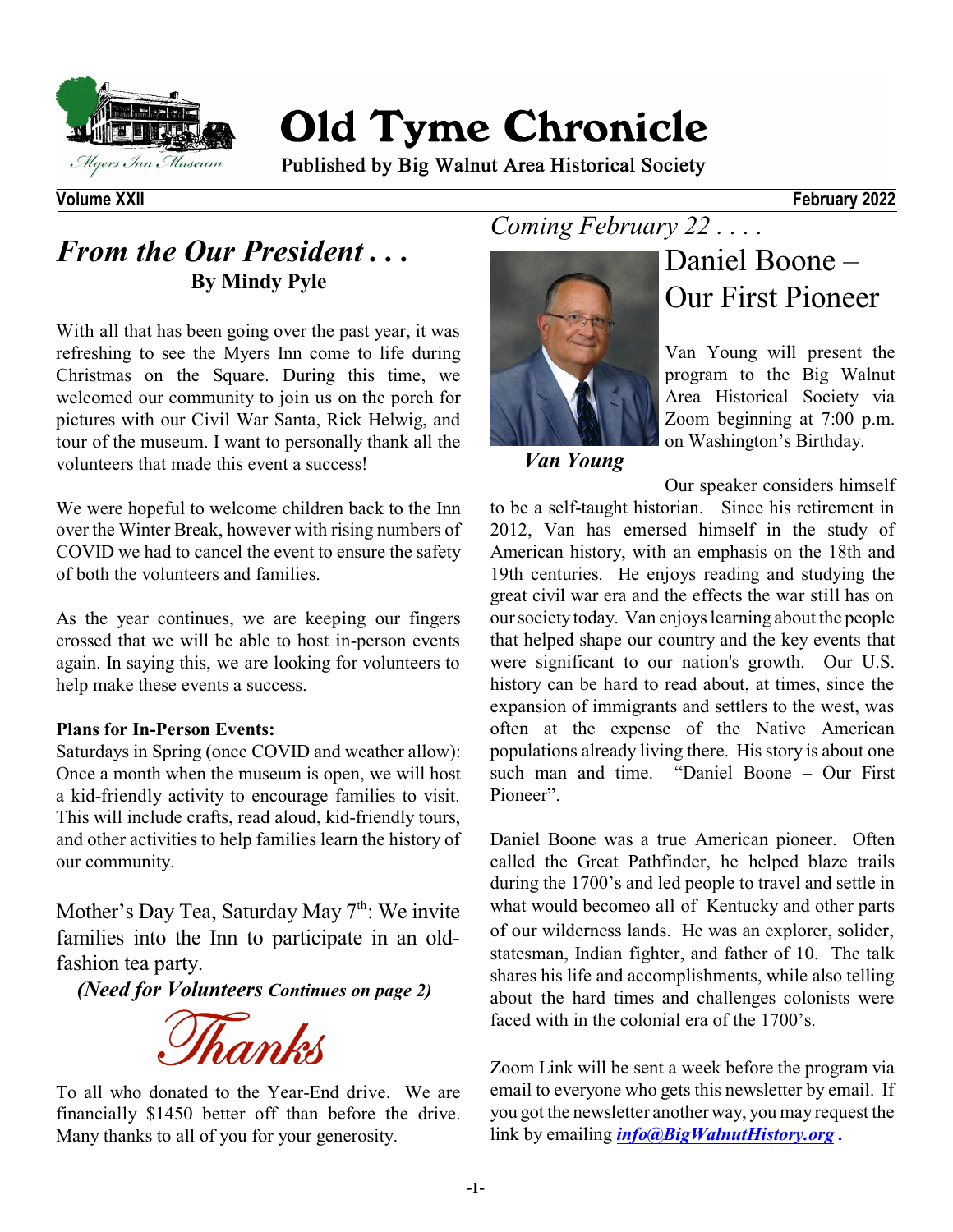# Old Tyme Chronicle

Published by Big Walnut Area Historical Society

**Volume XXII** **February 2022**

## *From the Our President . . .*

**By Mindy Pyle**

With all that has been going over the past year, it was refreshing to see the Myers Inn come to life during Christmas on the Square. During this time, we welcomed our community to join us on the porch for pictures with our Civil War Santa, Rick Helwig, and tour of the museum. I want to personally thank all the volunteers that made this event a success!

We were hopeful to welcome children back to the Inn over the Winter Break, however with rising numbers of COVID we had to cancel the event to ensure the safety of both the volunteers and families.

As the year continues, we are keeping our fingers crossed that we will be able to host in-person events again. In saying this, we are looking for volunteers to help make these events a success.

**Plans for In-Person Events:**

Saturdays in Spring (once COVID and weather allow): Once a month when the museum is open, we will host a kid-friendly activity to encourage families to visit. This will include crafts, read aloud, kid-friendly tours, and other activities to help families learn the history of our community.

Mother's Day Tea, Saturday May 7th: We invite families into the Inn to participate in an old-fashion tea party.

***(Need for Volunteers Continues on page 2)***

## *Thanks*

To all who donated to the Year-End drive. We are financially $1450 better off than before the drive. Many thanks to all of you for your generosity.

*Coming February 22 . . . .*

## Daniel Boone – Our First Pioneer

***Van Young***

Van Young will present the program to the Big Walnut Area Historical Society via Zoom beginning at 7:00 p.m. on Washington's Birthday.

Our speaker considers himself to be a self-taught historian. Since his retirement in 2012, Van has emersed himself in the study of American history, with an emphasis on the 18th and 19th centuries. He enjoys reading and studying the great civil war era and the effects the war still has on our society today. Van enjoys learning about the people that helped shape our country and the key events that were significant to our nation's growth. Our U.S. history can be hard to read about, at times, since the expansion of immigrants and settlers to the west, was often at the expense of the Native American populations already living there. His story is about one such man and time. "Daniel Boone – Our First Pioneer".

Daniel Boone was a true American pioneer. Often called the Great Pathfinder, he helped blaze trails during the 1700's and led people to travel and settle in what would becomeo all of Kentucky and other parts of our wilderness lands. He was an explorer, solider, statesman, Indian fighter, and father of 10. The talk shares his life and accomplishments, while also telling about the hard times and challenges colonists were faced with in the colonial era of the 1700's.

Zoom Link will be sent a week before the program via email to everyone who gets this newsletter by email. If you got the newsletter another way, you may request the link by emailing ***info@BigWalnutHistory.org .***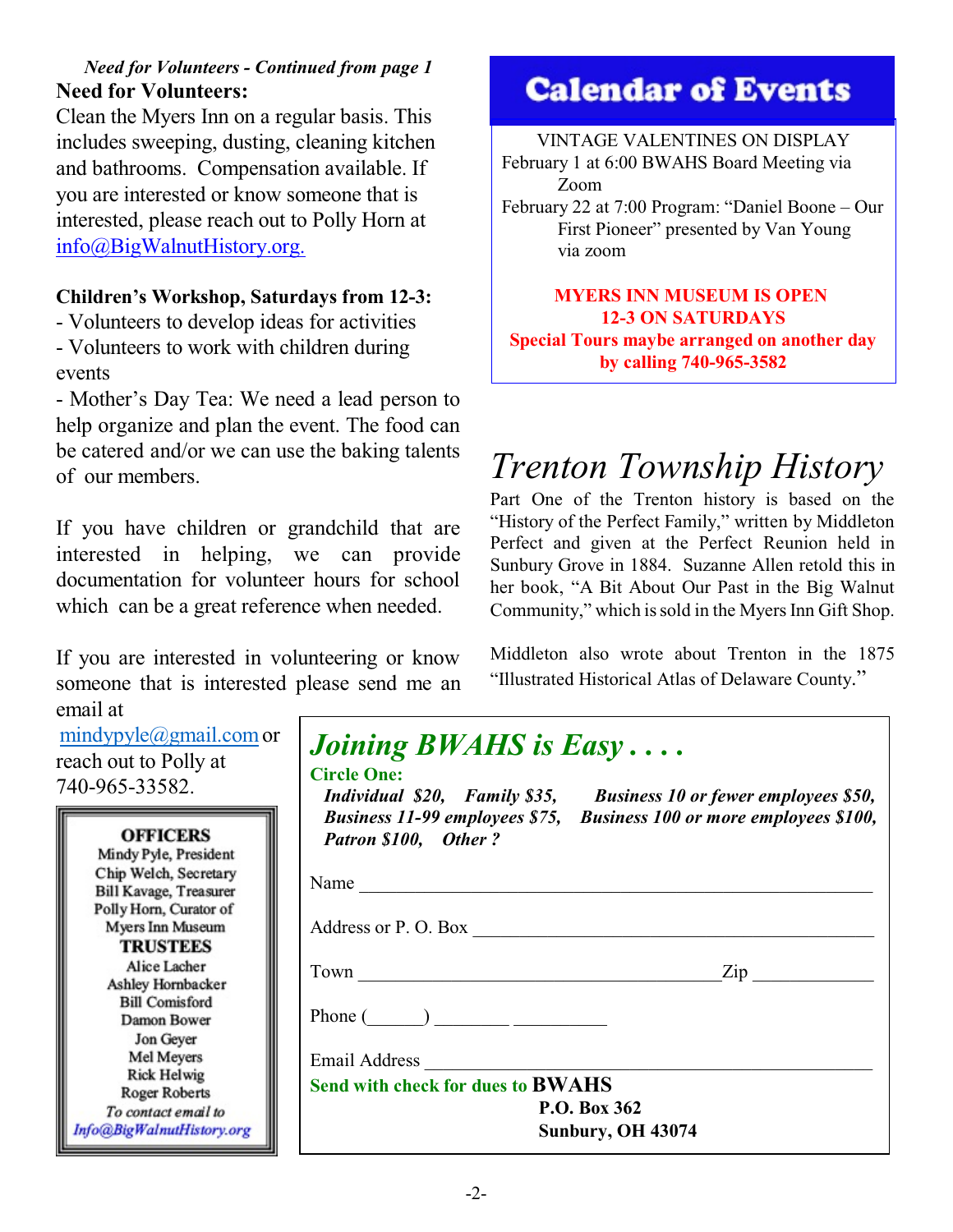*Need for Volunteers - Continued from page 1*

**Need for Volunteers:**

Clean the Myers Inn on a regular basis. This includes sweeping, dusting, cleaning kitchen and bathrooms. Compensation available. If you are interested or know someone that is interested, please reach out to Polly Horn at info@BigWalnutHistory.org.

**Children's Workshop, Saturdays from 12-3:**

- Volunteers to develop ideas for activities
- Volunteers to work with children during events
- Mother's Day Tea: We need a lead person to help organize and plan the event. The food can be catered and/or we can use the baking talents of our members.

If you have children or grandchild that are interested in helping, we can provide documentation for volunteer hours for school which can be a great reference when needed.

If you are interested in volunteering or know someone that is interested please send me an email at mindypyle@gmail.com or reach out to Polly at 740-965-33582.

**OFFICERS**
Mindy Pyle, President
Chip Welch, Secretary
Bill Kavage, Treasurer
Polly Horn, Curator of Myers Inn Museum

**TRUSTEES**
Alice Lacher
Ashley Hornbacker
Bill Comisford
Damon Bower
Jon Geyer
Mel Meyers
Rick Helwig
Roger Roberts

*To contact email to Info@BigWalnutHistory.org*

## Calendar of Events

VINTAGE VALENTINES ON DISPLAY

February 1 at 6:00 BWAHS Board Meeting via Zoom

February 22 at 7:00 Program: "Daniel Boone – Our First Pioneer" presented by Van Young via zoom

**MYERS INN MUSEUM IS OPEN 12-3 ON SATURDAYS**
**Special Tours maybe arranged on another day by calling 740-965-3582**

# *Trenton Township History*

Part One of the Trenton history is based on the "History of the Perfect Family," written by Middleton Perfect and given at the Perfect Reunion held in Sunbury Grove in 1884. Suzanne Allen retold this in her book, "A Bit About Our Past in the Big Walnut Community," which is sold in the Myers Inn Gift Shop.

Middleton also wrote about Trenton in the 1875 "Illustrated Historical Atlas of Delaware County."

## *Joining BWAHS is Easy . . . .*

**Circle One:**

***Individual $20, Family $35, Business 10 or fewer employees $50, Business 11-99 employees $75, Business 100 or more employees $100, Patron $100, Other ?***

Name ______________________________

Address or P. O. Box ______________________________

Town ______________________________ Zip ____________

Phone (______) ________ __________

Email Address ______________________________

**Send with check for dues to BWAHS**
**P.O. Box 362**
**Sunbury, OH 43074**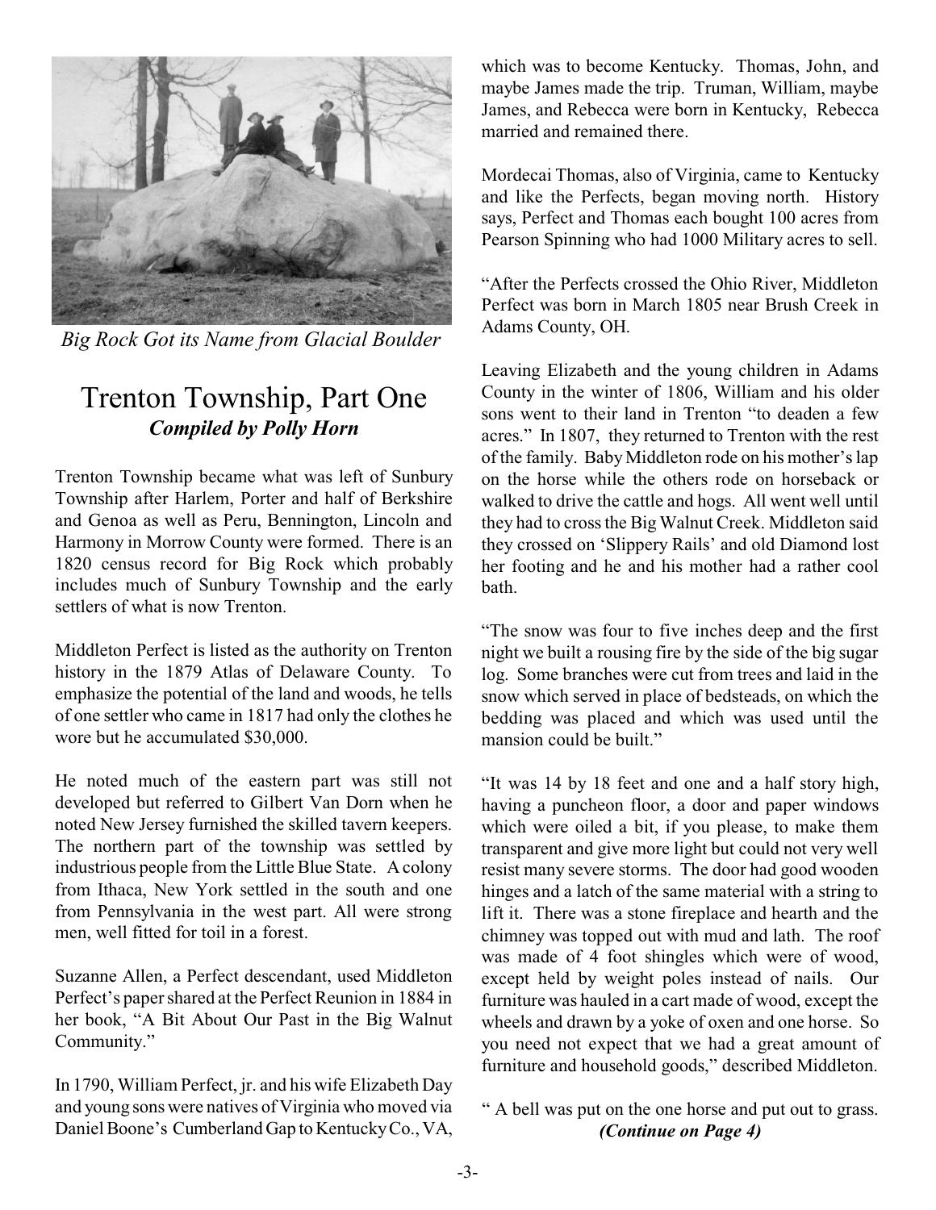*Big Rock Got its Name from Glacial Boulder*

# Trenton Township, Part One

***Compiled by Polly Horn***

Trenton Township became what was left of Sunbury Township after Harlem, Porter and half of Berkshire and Genoa as well as Peru, Bennington, Lincoln and Harmony in Morrow County were formed. There is an 1820 census record for Big Rock which probably includes much of Sunbury Township and the early settlers of what is now Trenton.

Middleton Perfect is listed as the authority on Trenton history in the 1879 Atlas of Delaware County. To emphasize the potential of the land and woods, he tells of one settler who came in 1817 had only the clothes he wore but he accumulated $30,000.

He noted much of the eastern part was still not developed but referred to Gilbert Van Dorn when he noted New Jersey furnished the skilled tavern keepers. The northern part of the township was settled by industrious people from the Little Blue State. A colony from Ithaca, New York settled in the south and one from Pennsylvania in the west part. All were strong men, well fitted for toil in a forest.

Suzanne Allen, a Perfect descendant, used Middleton Perfect's paper shared at the Perfect Reunion in 1884 in her book, "A Bit About Our Past in the Big Walnut Community."

In 1790, William Perfect, jr. and his wife Elizabeth Day and young sons were natives of Virginia who moved via Daniel Boone's Cumberland Gap to Kentucky Co., VA, which was to become Kentucky. Thomas, John, and maybe James made the trip. Truman, William, maybe James, and Rebecca were born in Kentucky, Rebecca married and remained there.

Mordecai Thomas, also of Virginia, came to Kentucky and like the Perfects, began moving north. History says, Perfect and Thomas each bought 100 acres from Pearson Spinning who had 1000 Military acres to sell.

"After the Perfects crossed the Ohio River, Middleton Perfect was born in March 1805 near Brush Creek in Adams County, OH.

Leaving Elizabeth and the young children in Adams County in the winter of 1806, William and his older sons went to their land in Trenton "to deaden a few acres." In 1807, they returned to Trenton with the rest of the family. Baby Middleton rode on his mother's lap on the horse while the others rode on horseback or walked to drive the cattle and hogs. All went well until they had to cross the Big Walnut Creek. Middleton said they crossed on 'Slippery Rails' and old Diamond lost her footing and he and his mother had a rather cool bath.

"The snow was four to five inches deep and the first night we built a rousing fire by the side of the big sugar log. Some branches were cut from trees and laid in the snow which served in place of bedsteads, on which the bedding was placed and which was used until the mansion could be built."

"It was 14 by 18 feet and one and a half story high, having a puncheon floor, a door and paper windows which were oiled a bit, if you please, to make them transparent and give more light but could not very well resist many severe storms. The door had good wooden hinges and a latch of the same material with a string to lift it. There was a stone fireplace and hearth and the chimney was topped out with mud and lath. The roof was made of 4 foot shingles which were of wood, except held by weight poles instead of nails. Our furniture was hauled in a cart made of wood, except the wheels and drawn by a yoke of oxen and one horse. So you need not expect that we had a great amount of furniture and household goods," described Middleton.

" A bell was put on the one horse and put out to grass.

***(Continue on Page 4)***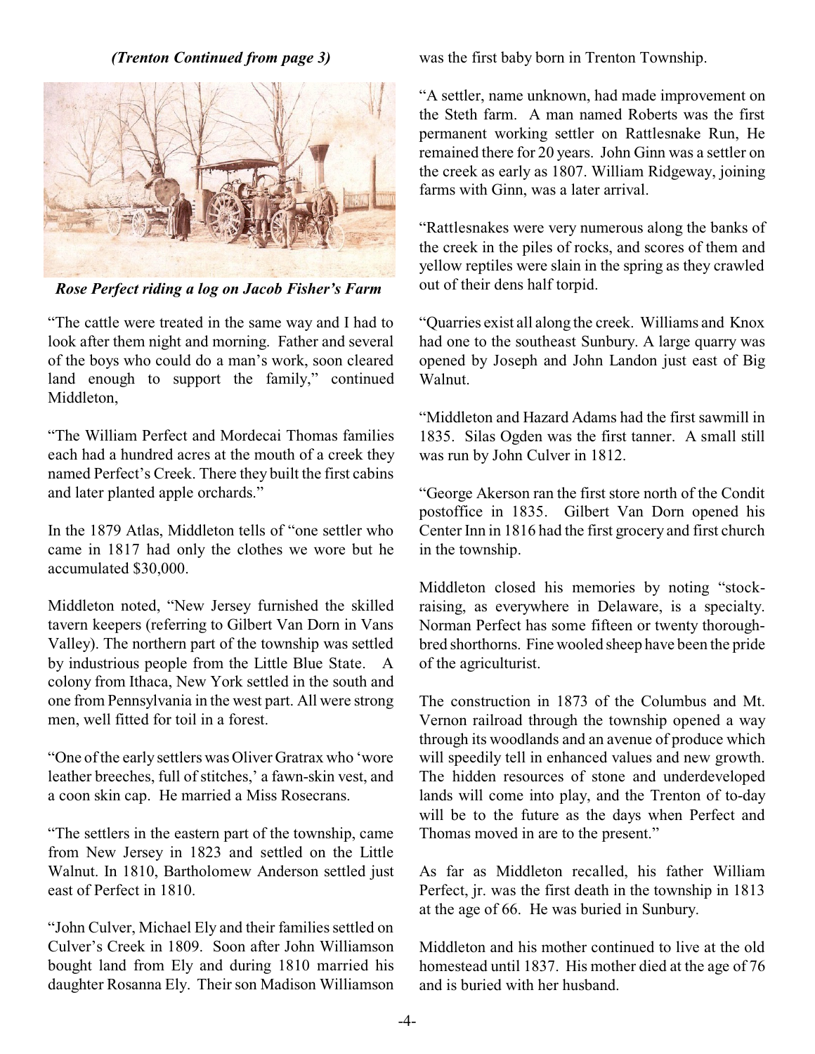*(Trenton Continued from page 3)*

***Rose Perfect riding a log on Jacob Fisher's Farm***

"The cattle were treated in the same way and I had to look after them night and morning. Father and several of the boys who could do a man's work, soon cleared land enough to support the family," continued Middleton,

"The William Perfect and Mordecai Thomas families each had a hundred acres at the mouth of a creek they named Perfect's Creek. There they built the first cabins and later planted apple orchards."

In the 1879 Atlas, Middleton tells of "one settler who came in 1817 had only the clothes we wore but he accumulated $30,000.

Middleton noted, "New Jersey furnished the skilled tavern keepers (referring to Gilbert Van Dorn in Vans Valley). The northern part of the township was settled by industrious people from the Little Blue State. A colony from Ithaca, New York settled in the south and one from Pennsylvania in the west part. All were strong men, well fitted for toil in a forest.

"One of the early settlers was Oliver Gratrax who 'wore leather breeches, full of stitches,' a fawn-skin vest, and a coon skin cap. He married a Miss Rosecrans.

"The settlers in the eastern part of the township, came from New Jersey in 1823 and settled on the Little Walnut. In 1810, Bartholomew Anderson settled just east of Perfect in 1810.

"John Culver, Michael Ely and their families settled on Culver's Creek in 1809. Soon after John Williamson bought land from Ely and during 1810 married his daughter Rosanna Ely. Their son Madison Williamson was the first baby born in Trenton Township.

"A settler, name unknown, had made improvement on the Steth farm. A man named Roberts was the first permanent working settler on Rattlesnake Run, He remained there for 20 years. John Ginn was a settler on the creek as early as 1807. William Ridgeway, joining farms with Ginn, was a later arrival.

"Rattlesnakes were very numerous along the banks of the creek in the piles of rocks, and scores of them and yellow reptiles were slain in the spring as they crawled out of their dens half torpid.

"Quarries exist all along the creek. Williams and Knox had one to the southeast Sunbury. A large quarry was opened by Joseph and John Landon just east of Big Walnut.

"Middleton and Hazard Adams had the first sawmill in 1835. Silas Ogden was the first tanner. A small still was run by John Culver in 1812.

"George Akerson ran the first store north of the Condit postoffice in 1835. Gilbert Van Dorn opened his Center Inn in 1816 had the first grocery and first church in the township.

Middleton closed his memories by noting "stock-raising, as everywhere in Delaware, is a specialty. Norman Perfect has some fifteen or twenty thorough-bred shorthorns. Fine wooled sheep have been the pride of the agriculturist.

The construction in 1873 of the Columbus and Mt. Vernon railroad through the township opened a way through its woodlands and an avenue of produce which will speedily tell in enhanced values and new growth. The hidden resources of stone and underdeveloped lands will come into play, and the Trenton of to-day will be to the future as the days when Perfect and Thomas moved in are to the present."

As far as Middleton recalled, his father William Perfect, jr. was the first death in the township in 1813 at the age of 66. He was buried in Sunbury.

Middleton and his mother continued to live at the old homestead until 1837. His mother died at the age of 76 and is buried with her husband.